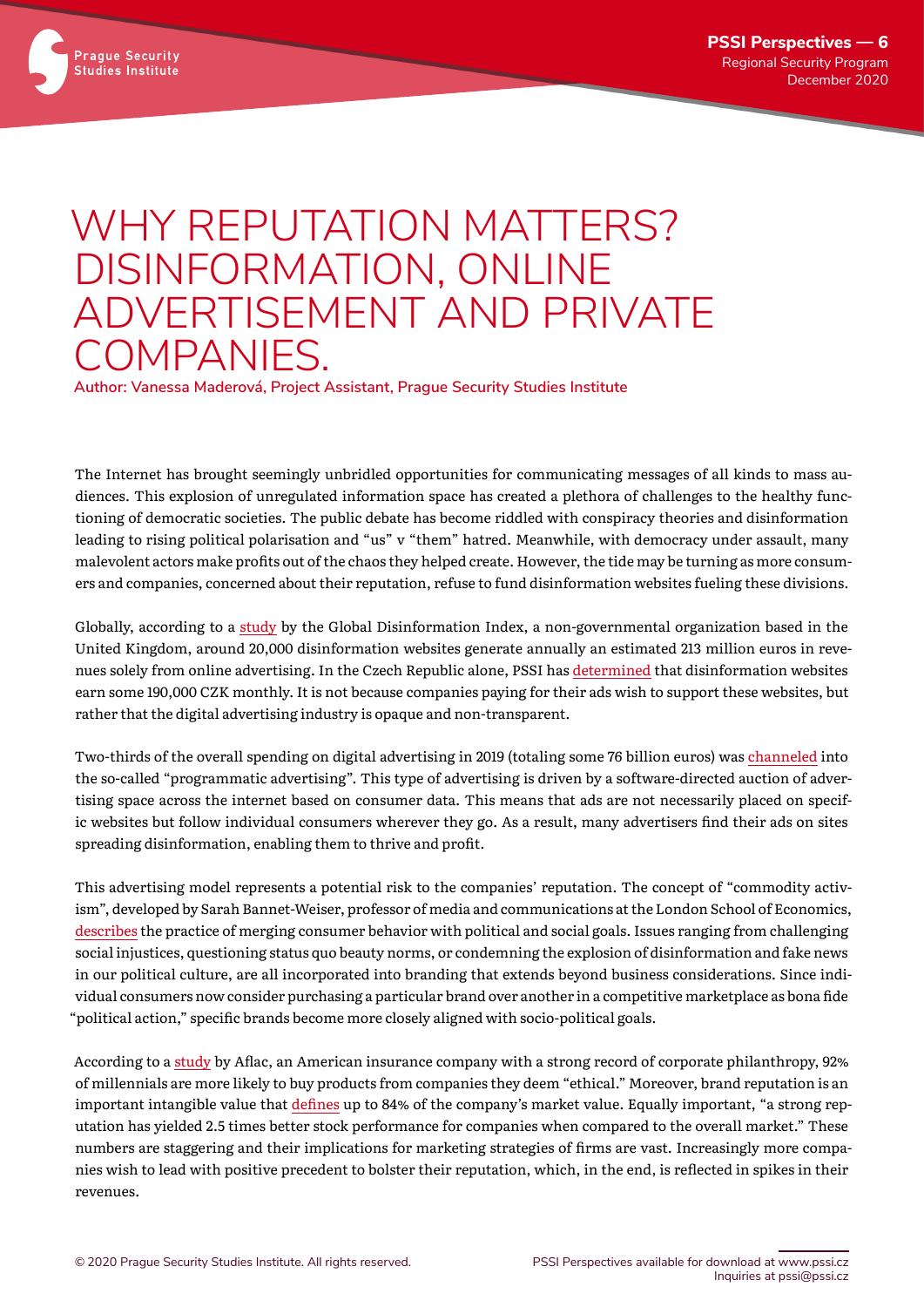# WHY REPUTATION MATTERS? DISINFORMATION, ONLINE ADVERTISEMENT AND PRIVATE COMPANIES.

**Author: Vanessa Maderová, Project Assistant, Prague Security Studies Institute**

The Internet has brought seemingly unbridled opportunities for communicating messages of all kinds to mass audiences. This explosion of unregulated information space has created a plethora of challenges to the healthy functioning of democratic societies. The public debate has become riddled with conspiracy theories and disinformation leading to rising political polarisation and "us" v "them" hatred. Meanwhile, with democracy under assault, many malevolent actors make profits out of the chaos they helped create. However, the tide may be turning as more consumers and companies, concerned about their reputation, refuse to fund disinformation websites fueling these divisions.

Globally, according to a study by the Global Disinformation Index, a non-governmental organization based in the United Kingdom, around 20,000 disinformation websites generate annually an estimated 213 million euros in revenues solely from online advertising. In the Czech Republic alone, PSSI has determined that disinformation websites earn some 190,000 CZK monthly. It is not because companies paying for their ads wish to support these websites, but rather that the digital advertising industry is opaque and non-transparent.

Two-thirds of the overall spending on digital advertising in 2019 (totaling some 76 billion euros) was channeled into the so-called "programmatic advertising". This type of advertising is driven by a software-directed auction of advertising space across the internet based on consumer data. This means that ads are not necessarily placed on specific websites but follow individual consumers wherever they go. As a result, many advertisers find their ads on sites spreading disinformation, enabling them to thrive and profit.

This advertising model represents a potential risk to the companies' reputation. The concept of "commodity activism", developed by Sarah Bannet-Weiser, professor of media and communications at the London School of Economics, describes the practice of merging consumer behavior with political and social goals. Issues ranging from challenging social injustices, questioning status quo beauty norms, or condemning the explosion of disinformation and fake news in our political culture, are all incorporated into branding that extends beyond business considerations. Since individual consumers now consider purchasing a particular brand over another in a competitive marketplace as bona fide "political action," specific brands become more closely aligned with socio-political goals.

According to a study by Aflac, an American insurance company with a strong record of corporate philanthropy, 92% of millennials are more likely to buy products from companies they deem "ethical." Moreover, brand reputation is an important intangible value that defines up to 84% of the company's market value. Equally important, "a strong reputation has yielded 2.5 times better stock performance for companies when compared to the overall market." These numbers are staggering and their implications for marketing strategies of firms are vast. Increasingly more companies wish to lead with positive precedent to bolster their reputation, which, in the end, is reflected in spikes in their revenues.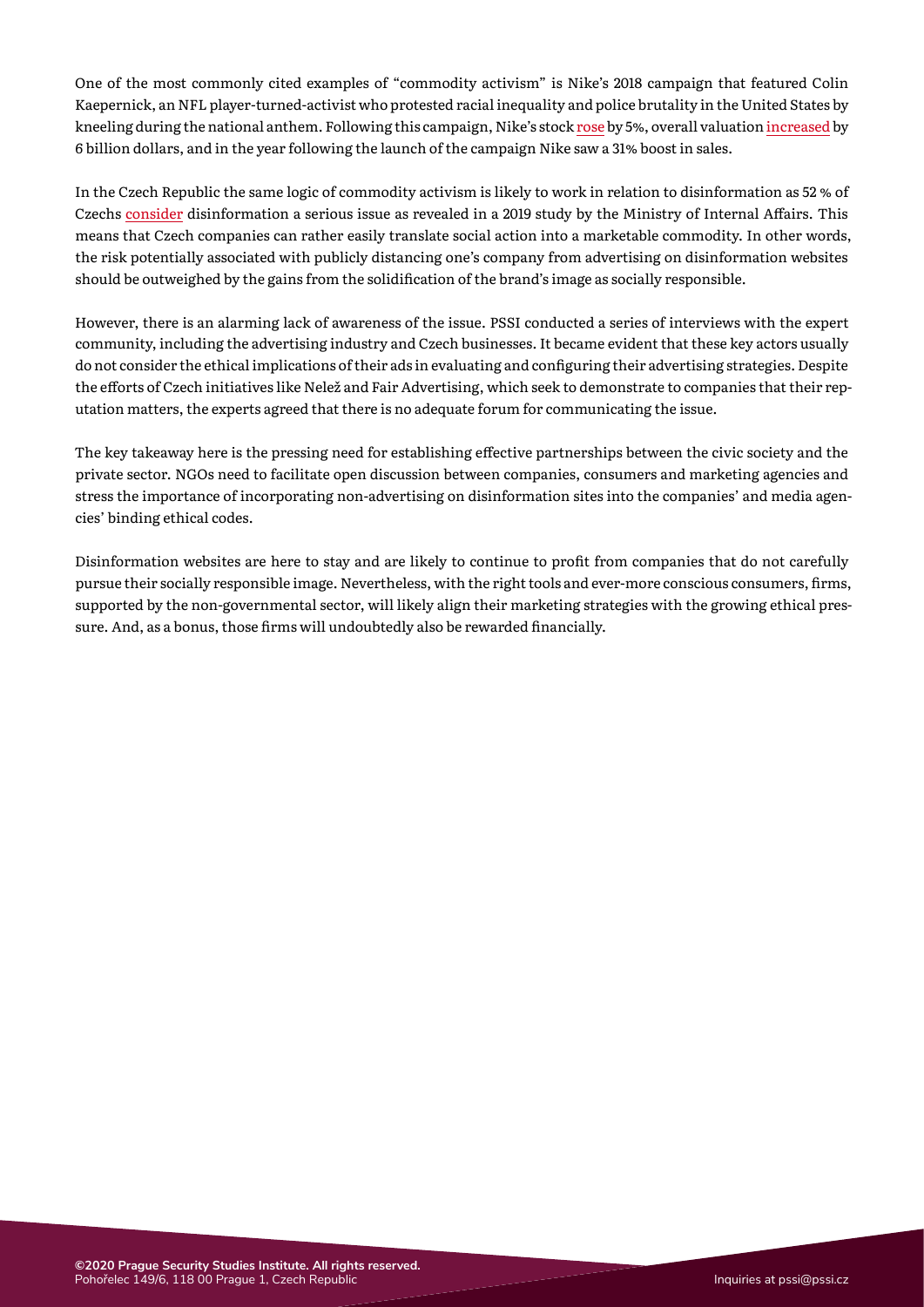One of the most commonly cited examples of "commodity activism" is Nike's 2018 campaign that featured Colin Kaepernick, an NFL player-turned-activist who protested racial inequality and police brutality in the United States by kneeling during the national anthem. Following this campaign, Nike's stock rose by 5%, overall valuation increased by 6 billion dollars, and in the year following the launch of the campaign Nike saw a 31% boost in sales.

In the Czech Republic the same logic of commodity activism is likely to work in relation to disinformation as 52 % of Czechs consider disinformation a serious issue as revealed in a 2019 study by the Ministry of Internal Affairs. This means that Czech companies can rather easily translate social action into a marketable commodity. In other words, the risk potentially associated with publicly distancing one's company from advertising on disinformation websites should be outweighed by the gains from the solidification of the brand's image as socially responsible.

However, there is an alarming lack of awareness of the issue. PSSI conducted a series of interviews with the expert community, including the advertising industry and Czech businesses. It became evident that these key actors usually do not consider the ethical implications of their ads in evaluating and configuring their advertising strategies. Despite the efforts of Czech initiatives like Nelež and Fair Advertising, which seek to demonstrate to companies that their reputation matters, the experts agreed that there is no adequate forum for communicating the issue.

The key takeaway here is the pressing need for establishing effective partnerships between the civic society and the private sector. NGOs need to facilitate open discussion between companies, consumers and marketing agencies and stress the importance of incorporating non-advertising on disinformation sites into the companies' and media agencies' binding ethical codes.

Disinformation websites are here to stay and are likely to continue to profit from companies that do not carefully pursue their socially responsible image. Nevertheless, with the right tools and ever-more conscious consumers, firms, supported by the non-governmental sector, will likely align their marketing strategies with the growing ethical pressure. And, as a bonus, those firms will undoubtedly also be rewarded financially.